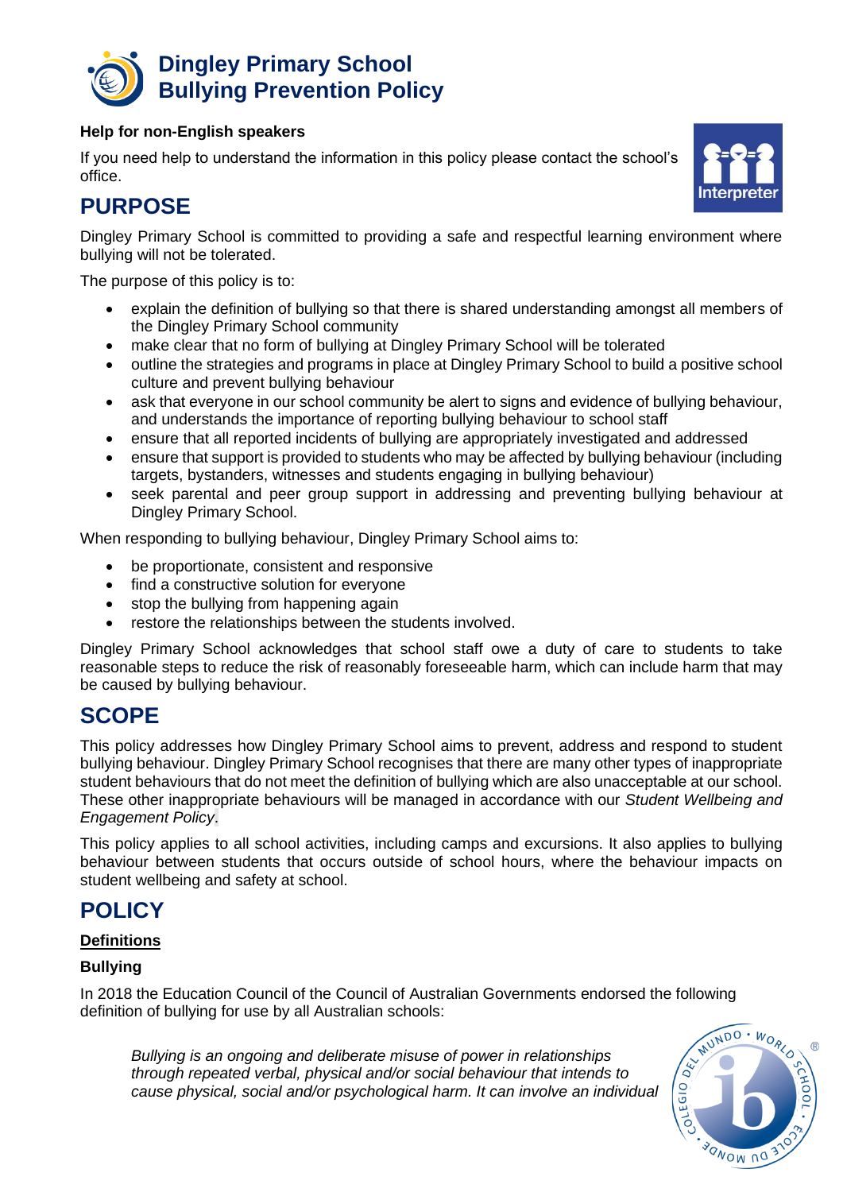# Dingley Primary School Bullying Prevention Policy

**Help for non-English speakers**

If you need help to understand the information in this policy please contact the school's office.

## PURPOSE

Dingley Primary School is committed to providing a safe and respectful learning environment where bullying will not be tolerated.

The purpose of this policy is to:

- explain the definition of bullying so that there is shared understanding amongst all members of the Dingley Primary School community
- make clear that no form of bullying at Dingley Primary School will be tolerated
- outline the strategies and programs in place at Dingley Primary School to build a positive school culture and prevent bullying behaviour
- ask that everyone in our school community be alert to signs and evidence of bullying behaviour, and understands the importance of reporting bullying behaviour to school staff
- ensure that all reported incidents of bullying are appropriately investigated and addressed
- ensure that support is provided to students who may be affected by bullying behaviour (including targets, bystanders, witnesses and students engaging in bullying behaviour)
- seek parental and peer group support in addressing and preventing bullying behaviour at Dingley Primary School.

When responding to bullying behaviour, Dingley Primary School aims to:

- be proportionate, consistent and responsive
- find a constructive solution for everyone
- stop the bullying from happening again
- restore the relationships between the students involved.

Dingley Primary School acknowledges that school staff owe a duty of care to students to take reasonable steps to reduce the risk of reasonably foreseeable harm, which can include harm that may be caused by bullying behaviour.

## SCOPE

This policy addresses how Dingley Primary School aims to prevent, address and respond to student bullying behaviour. Dingley Primary School recognises that there are many other types of inappropriate student behaviours that do not meet the definition of bullying which are also unacceptable at our school. These other inappropriate behaviours will be managed in accordance with our *Student Wellbeing and Engagement Policy*.

This policy applies to all school activities, including camps and excursions. It also applies to bullying behaviour between students that occurs outside of school hours, where the behaviour impacts on student wellbeing and safety at school.

## POLICY

**Definitions**

### Bullying

In 2018 the Education Council of the Council of Australian Governments endorsed the following definition of bullying for use by all Australian schools:

> *Bullying is an ongoing and deliberate misuse of power in relationships through repeated verbal, physical and/or social behaviour that intends to cause physical, social and/or psychological harm. It can involve an individual*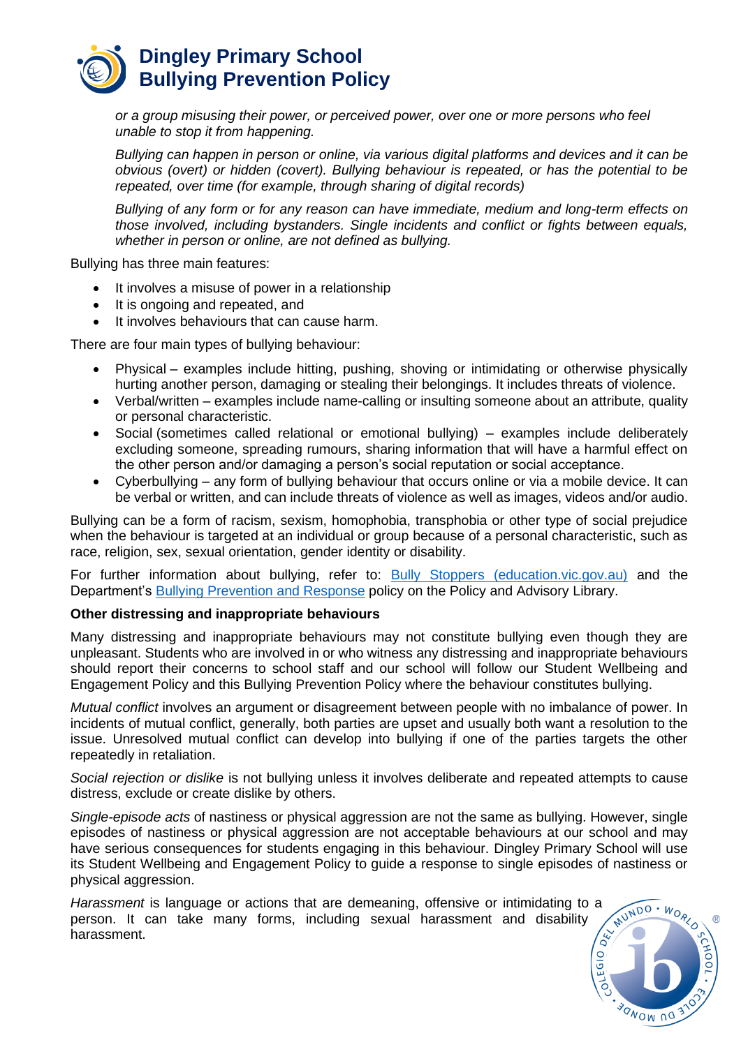*or a group misusing their power, or perceived power, over one or more persons who feel unable to stop it from happening.*

*Bullying can happen in person or online, via various digital platforms and devices and it can be obvious (overt) or hidden (covert). Bullying behaviour is repeated, or has the potential to be repeated, over time (for example, through sharing of digital records)*

*Bullying of any form or for any reason can have immediate, medium and long-term effects on those involved, including bystanders. Single incidents and conflict or fights between equals, whether in person or online, are not defined as bullying.*

Bullying has three main features:

- It involves a misuse of power in a relationship
- It is ongoing and repeated, and
- It involves behaviours that can cause harm.

There are four main types of bullying behaviour:

- Physical – examples include hitting, pushing, shoving or intimidating or otherwise physically hurting another person, damaging or stealing their belongings. It includes threats of violence.
- Verbal/written – examples include name-calling or insulting someone about an attribute, quality or personal characteristic.
- Social (sometimes called relational or emotional bullying) – examples include deliberately excluding someone, spreading rumours, sharing information that will have a harmful effect on the other person and/or damaging a person's social reputation or social acceptance.
- Cyberbullying – any form of bullying behaviour that occurs online or via a mobile device. It can be verbal or written, and can include threats of violence as well as images, videos and/or audio.

Bullying can be a form of racism, sexism, homophobia, transphobia or other type of social prejudice when the behaviour is targeted at an individual or group because of a personal characteristic, such as race, religion, sex, sexual orientation, gender identity or disability.

For further information about bullying, refer to: [Bully Stoppers (education.vic.gov.au)] and the Department's [Bullying Prevention and Response] policy on the Policy and Advisory Library.

**Other distressing and inappropriate behaviours**

Many distressing and inappropriate behaviours may not constitute bullying even though they are unpleasant. Students who are involved in or who witness any distressing and inappropriate behaviours should report their concerns to school staff and our school will follow our Student Wellbeing and Engagement Policy and this Bullying Prevention Policy where the behaviour constitutes bullying.

*Mutual conflict* involves an argument or disagreement between people with no imbalance of power. In incidents of mutual conflict, generally, both parties are upset and usually both want a resolution to the issue. Unresolved mutual conflict can develop into bullying if one of the parties targets the other repeatedly in retaliation.

*Social rejection or dislike* is not bullying unless it involves deliberate and repeated attempts to cause distress, exclude or create dislike by others.

*Single-episode acts* of nastiness or physical aggression are not the same as bullying. However, single episodes of nastiness or physical aggression are not acceptable behaviours at our school and may have serious consequences for students engaging in this behaviour. Dingley Primary School will use its Student Wellbeing and Engagement Policy to guide a response to single episodes of nastiness or physical aggression.

*Harassment* is language or actions that are demeaning, offensive or intimidating to a person. It can take many forms, including sexual harassment and disability harassment.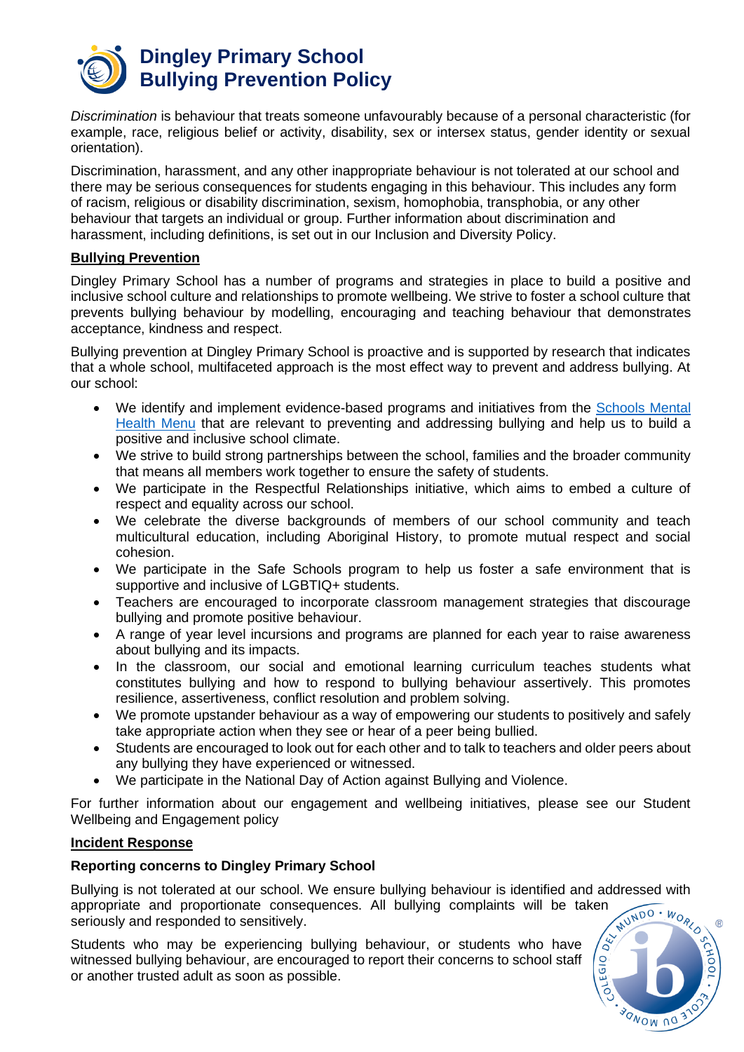*Discrimination* is behaviour that treats someone unfavourably because of a personal characteristic (for example, race, religious belief or activity, disability, sex or intersex status, gender identity or sexual orientation).

Discrimination, harassment, and any other inappropriate behaviour is not tolerated at our school and there may be serious consequences for students engaging in this behaviour. This includes any form of racism, religious or disability discrimination, sexism, homophobia, transphobia, or any other behaviour that targets an individual or group. Further information about discrimination and harassment, including definitions, is set out in our Inclusion and Diversity Policy.

**Bullying Prevention**

Dingley Primary School has a number of programs and strategies in place to build a positive and inclusive school culture and relationships to promote wellbeing. We strive to foster a school culture that prevents bullying behaviour by modelling, encouraging and teaching behaviour that demonstrates acceptance, kindness and respect.

Bullying prevention at Dingley Primary School is proactive and is supported by research that indicates that a whole school, multifaceted approach is the most effect way to prevent and address bullying. At our school:

- We identify and implement evidence-based programs and initiatives from the Schools Mental Health Menu that are relevant to preventing and addressing bullying and help us to build a positive and inclusive school climate.
- We strive to build strong partnerships between the school, families and the broader community that means all members work together to ensure the safety of students.
- We participate in the Respectful Relationships initiative, which aims to embed a culture of respect and equality across our school.
- We celebrate the diverse backgrounds of members of our school community and teach multicultural education, including Aboriginal History, to promote mutual respect and social cohesion.
- We participate in the Safe Schools program to help us foster a safe environment that is supportive and inclusive of LGBTIQ+ students.
- Teachers are encouraged to incorporate classroom management strategies that discourage bullying and promote positive behaviour.
- A range of year level incursions and programs are planned for each year to raise awareness about bullying and its impacts.
- In the classroom, our social and emotional learning curriculum teaches students what constitutes bullying and how to respond to bullying behaviour assertively. This promotes resilience, assertiveness, conflict resolution and problem solving.
- We promote upstander behaviour as a way of empowering our students to positively and safely take appropriate action when they see or hear of a peer being bullied.
- Students are encouraged to look out for each other and to talk to teachers and older peers about any bullying they have experienced or witnessed.
- We participate in the National Day of Action against Bullying and Violence.

For further information about our engagement and wellbeing initiatives, please see our Student Wellbeing and Engagement policy

**Incident Response**

**Reporting concerns to Dingley Primary School**

Bullying is not tolerated at our school. We ensure bullying behaviour is identified and addressed with appropriate and proportionate consequences. All bullying complaints will be taken seriously and responded to sensitively.

Students who may be experiencing bullying behaviour, or students who have witnessed bullying behaviour, are encouraged to report their concerns to school staff or another trusted adult as soon as possible.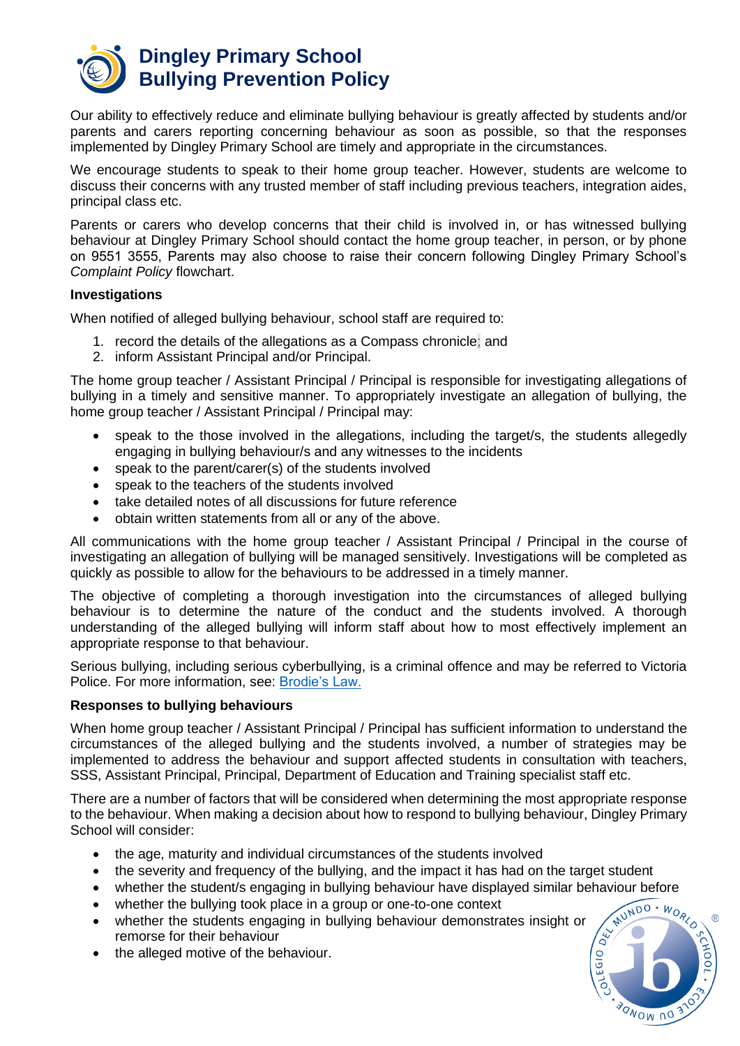# Dingley Primary School Bullying Prevention Policy

Our ability to effectively reduce and eliminate bullying behaviour is greatly affected by students and/or parents and carers reporting concerning behaviour as soon as possible, so that the responses implemented by Dingley Primary School are timely and appropriate in the circumstances.

We encourage students to speak to their home group teacher. However, students are welcome to discuss their concerns with any trusted member of staff including previous teachers, integration aides, principal class etc.

Parents or carers who develop concerns that their child is involved in, or has witnessed bullying behaviour at Dingley Primary School should contact the home group teacher, in person, or by phone on 9551 3555, Parents may also choose to raise their concern following Dingley Primary School's *Complaint Policy* flowchart.

**Investigations**

When notified of alleged bullying behaviour, school staff are required to:

1. record the details of the allegations as a Compass chronicle; and
2. inform Assistant Principal and/or Principal.

The home group teacher / Assistant Principal / Principal is responsible for investigating allegations of bullying in a timely and sensitive manner. To appropriately investigate an allegation of bullying, the home group teacher / Assistant Principal / Principal may:

- speak to the those involved in the allegations, including the target/s, the students allegedly engaging in bullying behaviour/s and any witnesses to the incidents
- speak to the parent/carer(s) of the students involved
- speak to the teachers of the students involved
- take detailed notes of all discussions for future reference
- obtain written statements from all or any of the above.

All communications with the home group teacher / Assistant Principal / Principal in the course of investigating an allegation of bullying will be managed sensitively. Investigations will be completed as quickly as possible to allow for the behaviours to be addressed in a timely manner.

The objective of completing a thorough investigation into the circumstances of alleged bullying behaviour is to determine the nature of the conduct and the students involved. A thorough understanding of the alleged bullying will inform staff about how to most effectively implement an appropriate response to that behaviour.

Serious bullying, including serious cyberbullying, is a criminal offence and may be referred to Victoria Police. For more information, see: [Brodie's Law.](Brodie's Law.)

**Responses to bullying behaviours**

When home group teacher / Assistant Principal / Principal has sufficient information to understand the circumstances of the alleged bullying and the students involved, a number of strategies may be implemented to address the behaviour and support affected students in consultation with teachers, SSS, Assistant Principal, Principal, Department of Education and Training specialist staff etc.

There are a number of factors that will be considered when determining the most appropriate response to the behaviour. When making a decision about how to respond to bullying behaviour, Dingley Primary School will consider:

- the age, maturity and individual circumstances of the students involved
- the severity and frequency of the bullying, and the impact it has had on the target student
- whether the student/s engaging in bullying behaviour have displayed similar behaviour before
- whether the bullying took place in a group or one-to-one context
- whether the students engaging in bullying behaviour demonstrates insight or remorse for their behaviour
- the alleged motive of the behaviour.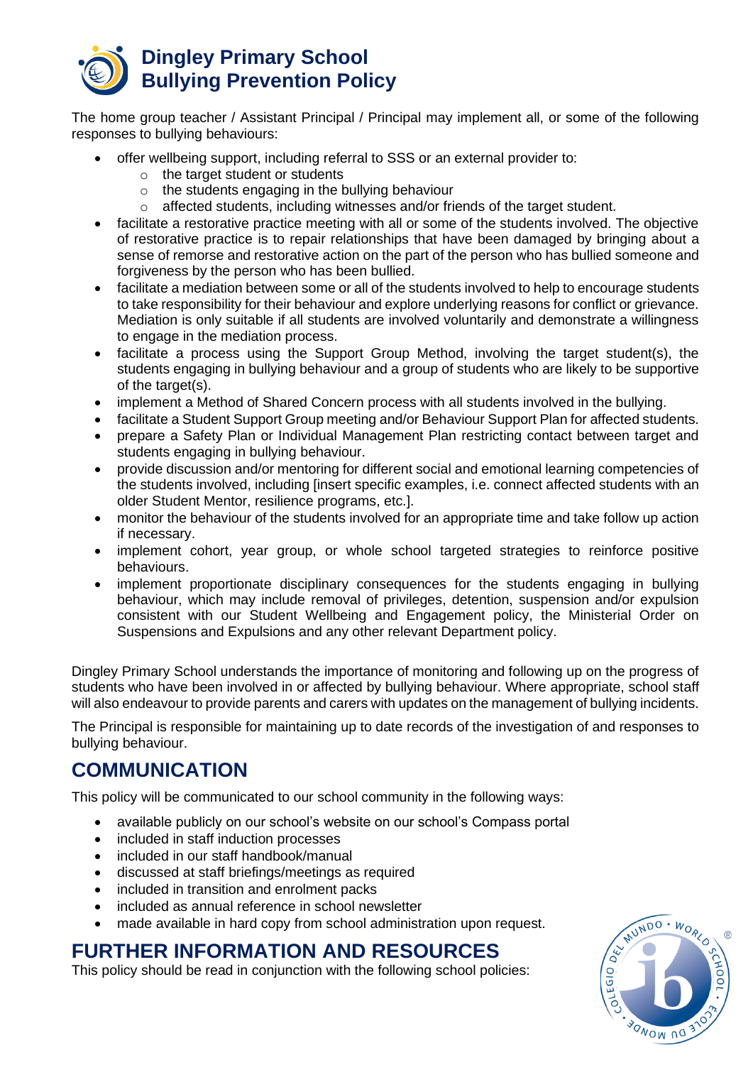The home group teacher / Assistant Principal / Principal may implement all, or some of the following responses to bullying behaviours:

- offer wellbeing support, including referral to SSS or an external provider to:
  - the target student or students
  - the students engaging in the bullying behaviour
  - affected students, including witnesses and/or friends of the target student.
- facilitate a restorative practice meeting with all or some of the students involved. The objective of restorative practice is to repair relationships that have been damaged by bringing about a sense of remorse and restorative action on the part of the person who has bullied someone and forgiveness by the person who has been bullied.
- facilitate a mediation between some or all of the students involved to help to encourage students to take responsibility for their behaviour and explore underlying reasons for conflict or grievance. Mediation is only suitable if all students are involved voluntarily and demonstrate a willingness to engage in the mediation process.
- facilitate a process using the Support Group Method, involving the target student(s), the students engaging in bullying behaviour and a group of students who are likely to be supportive of the target(s).
- implement a Method of Shared Concern process with all students involved in the bullying.
- facilitate a Student Support Group meeting and/or Behaviour Support Plan for affected students.
- prepare a Safety Plan or Individual Management Plan restricting contact between target and students engaging in bullying behaviour.
- provide discussion and/or mentoring for different social and emotional learning competencies of the students involved, including [insert specific examples, i.e. connect affected students with an older Student Mentor, resilience programs, etc.].
- monitor the behaviour of the students involved for an appropriate time and take follow up action if necessary.
- implement cohort, year group, or whole school targeted strategies to reinforce positive behaviours.
- implement proportionate disciplinary consequences for the students engaging in bullying behaviour, which may include removal of privileges, detention, suspension and/or expulsion consistent with our Student Wellbeing and Engagement policy, the Ministerial Order on Suspensions and Expulsions and any other relevant Department policy.

Dingley Primary School understands the importance of monitoring and following up on the progress of students who have been involved in or affected by bullying behaviour. Where appropriate, school staff will also endeavour to provide parents and carers with updates on the management of bullying incidents.

The Principal is responsible for maintaining up to date records of the investigation of and responses to bullying behaviour.

## COMMUNICATION

This policy will be communicated to our school community in the following ways:

- available publicly on our school's website on our school's Compass portal
- included in staff induction processes
- included in our staff handbook/manual
- discussed at staff briefings/meetings as required
- included in transition and enrolment packs
- included as annual reference in school newsletter
- made available in hard copy from school administration upon request.

## FURTHER INFORMATION AND RESOURCES

This policy should be read in conjunction with the following school policies: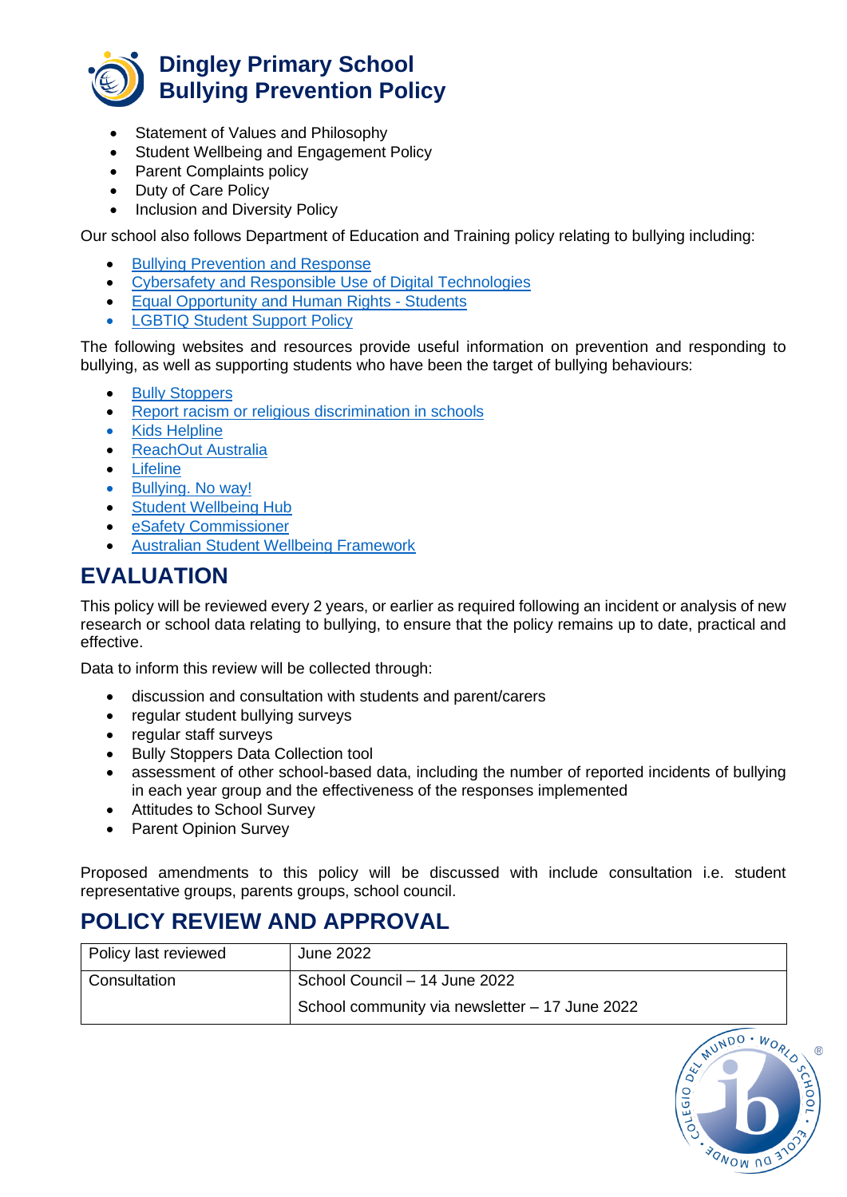- Statement of Values and Philosophy
- Student Wellbeing and Engagement Policy
- Parent Complaints policy
- Duty of Care Policy
- Inclusion and Diversity Policy

Our school also follows Department of Education and Training policy relating to bullying including:

- Bullying Prevention and Response
- Cybersafety and Responsible Use of Digital Technologies
- Equal Opportunity and Human Rights - Students
- LGBTIQ Student Support Policy

The following websites and resources provide useful information on prevention and responding to bullying, as well as supporting students who have been the target of bullying behaviours:

- Bully Stoppers
- Report racism or religious discrimination in schools
- Kids Helpline
- ReachOut Australia
- Lifeline
- Bullying. No way!
- Student Wellbeing Hub
- eSafety Commissioner
- Australian Student Wellbeing Framework

## EVALUATION

This policy will be reviewed every 2 years, or earlier as required following an incident or analysis of new research or school data relating to bullying, to ensure that the policy remains up to date, practical and effective.

Data to inform this review will be collected through:

- discussion and consultation with students and parent/carers
- regular student bullying surveys
- regular staff surveys
- Bully Stoppers Data Collection tool
- assessment of other school-based data, including the number of reported incidents of bullying in each year group and the effectiveness of the responses implemented
- Attitudes to School Survey
- Parent Opinion Survey

Proposed amendments to this policy will be discussed with include consultation i.e. student representative groups, parents groups, school council.

## POLICY REVIEW AND APPROVAL

| Policy last reviewed | June 2022 |
|---|---|
| Consultation | School Council – 14 June 2022<br>School community via newsletter – 17 June 2022 |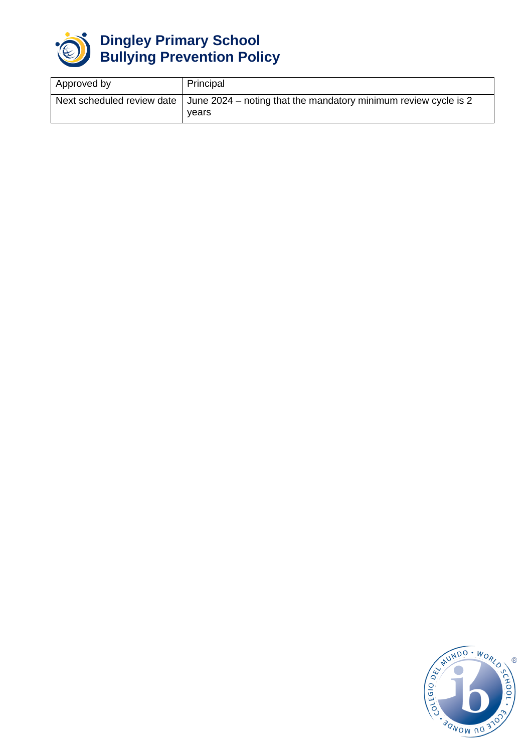# Dingley Primary School
# Bullying Prevention Policy

| | |
|---|---|
| Approved by | Principal |
| Next scheduled review date | June 2024 – noting that the mandatory minimum review cycle is 2 years |